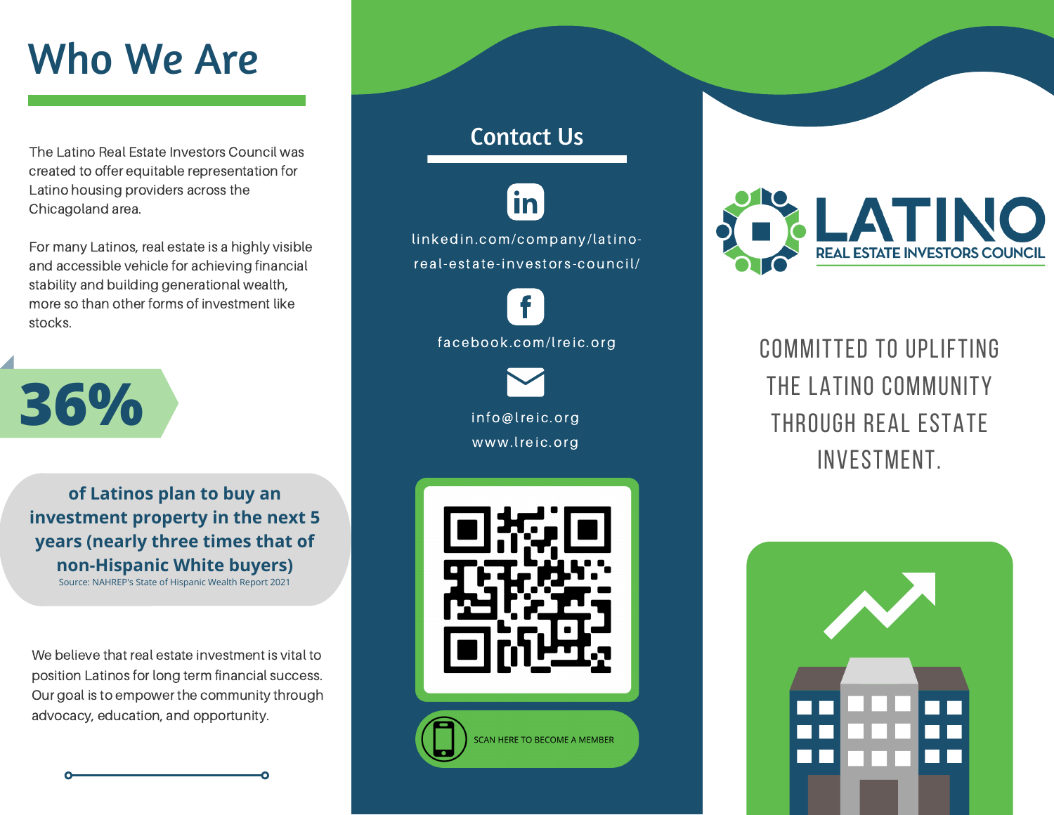# Who We Are

The Latino Real Estate Investors Council was created to offer equitable representation for Latino housing providers across the Chicagoland area.

For many Latinos, real estate is a highly visible and accessible vehicle for achieving financial stability and building generational wealth, more so than other forms of investment like stocks.

**36%**

**of Latinos plan to buy an investment property in the next 5 years (nearly three times that of non-Hispanic White buyers)**

Source: NAHREP's State of Hispanic Wealth Report 2021

We believe that real estate investment is vital to position Latinos for long term financial success. Our goal is to empower the community through advocacy, education, and opportunity.

## Contact Us

linkedin.com/company/latino-real-estate-investors-council/

facebook.com/lreic.org

info@lreic.org

www.lreic.org

SCAN HERE TO BECOME A MEMBER

# LATINO
## REAL ESTATE INVESTORS COUNCIL

COMMITTED TO UPLIFTING THE LATINO COMMUNITY THROUGH REAL ESTATE INVESTMENT.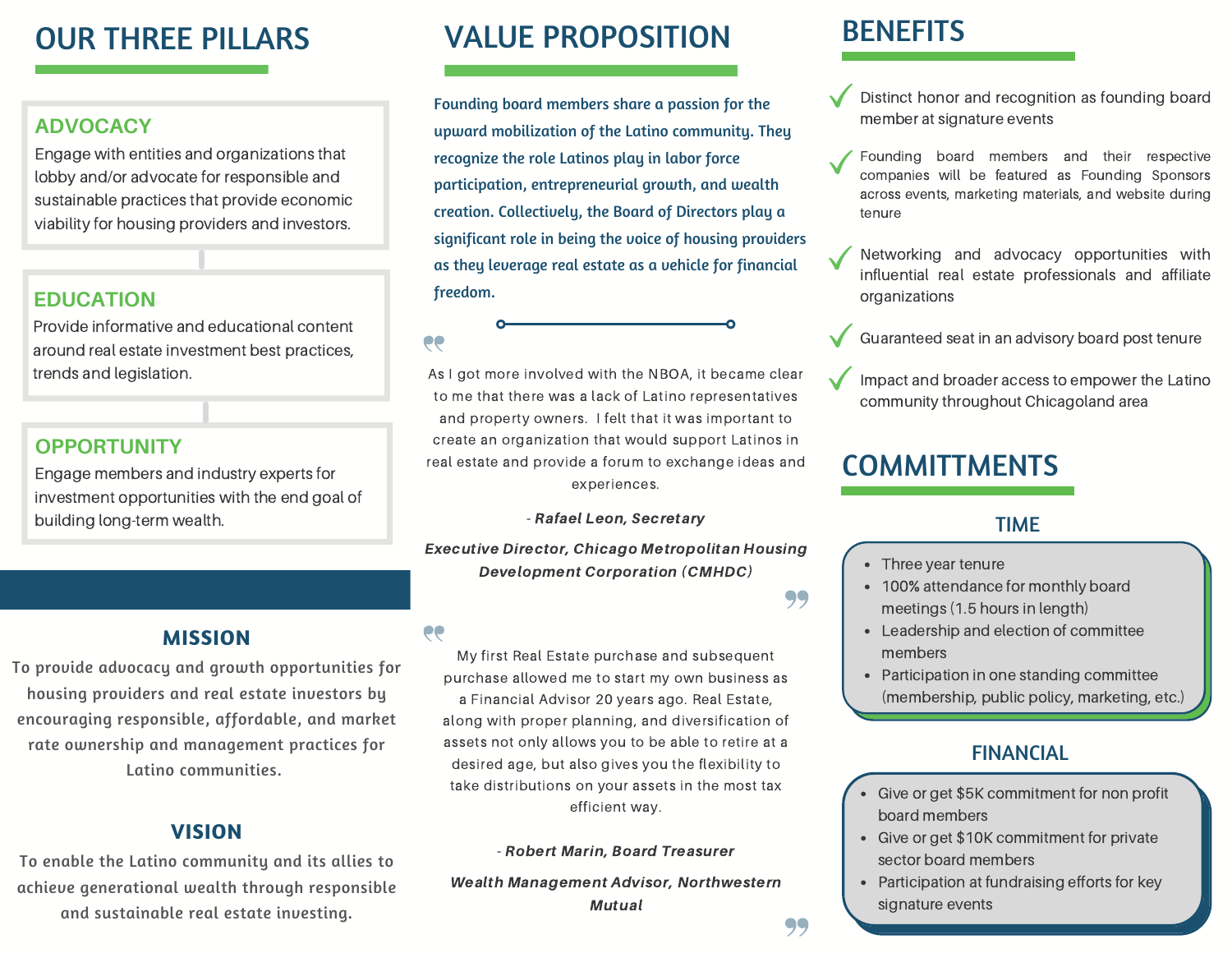## OUR THREE PILLARS

### ADVOCACY

Engage with entities and organizations that lobby and/or advocate for responsible and sustainable practices that provide economic viability for housing providers and investors.

### EDUCATION

Provide informative and educational content around real estate investment best practices, trends and legislation.

### OPPORTUNITY

Engage members and industry experts for investment opportunities with the end goal of building long-term wealth.

### MISSION

To provide advocacy and growth opportunities for housing providers and real estate investors by encouraging responsible, affordable, and market rate ownership and management practices for Latino communities.

### VISION

To enable the Latino community and its allies to achieve generational wealth through responsible and sustainable real estate investing.

## VALUE PROPOSITION

Founding board members share a passion for the upward mobilization of the Latino community. They recognize the role Latinos play in labor force participation, entrepreneurial growth, and wealth creation. Collectively, the Board of Directors play a significant role in being the voice of housing providers as they leverage real estate as a vehicle for financial freedom.

"As I got more involved with the NBOA, it became clear to me that there was a lack of Latino representatives and property owners. I felt that it was important to create an organization that would support Latinos in real estate and provide a forum to exchange ideas and experiences."

*- **Rafael Leon, Secretary***

***Executive Director, Chicago Metropolitan Housing Development Corporation (CMHDC)***

"My first Real Estate purchase and subsequent purchase allowed me to start my own business as a Financial Advisor 20 years ago. Real Estate, along with proper planning, and diversification of assets not only allows you to be able to retire at a desired age, but also gives you the flexibility to take distributions on your assets in the most tax efficient way."

*- **Robert Marin, Board Treasurer***

***Wealth Management Advisor, Northwestern Mutual***

## BENEFITS

- ✓ Distinct honor and recognition as founding board member at signature events
- ✓ Founding board members and their respective companies will be featured as Founding Sponsors across events, marketing materials, and website during tenure
- ✓ Networking and advocacy opportunities with influential real estate professionals and affiliate organizations
- ✓ Guaranteed seat in an advisory board post tenure
- ✓ Impact and broader access to empower the Latino community throughout Chicagoland area

## COMMITTMENTS

### TIME

- Three year tenure
- 100% attendance for monthly board meetings (1.5 hours in length)
- Leadership and election of committee members
- Participation in one standing committee (membership, public policy, marketing, etc.)

### FINANCIAL

- Give or get $5K commitment for non profit board members
- Give or get $10K commitment for private sector board members
- Participation at fundraising efforts for key signature events